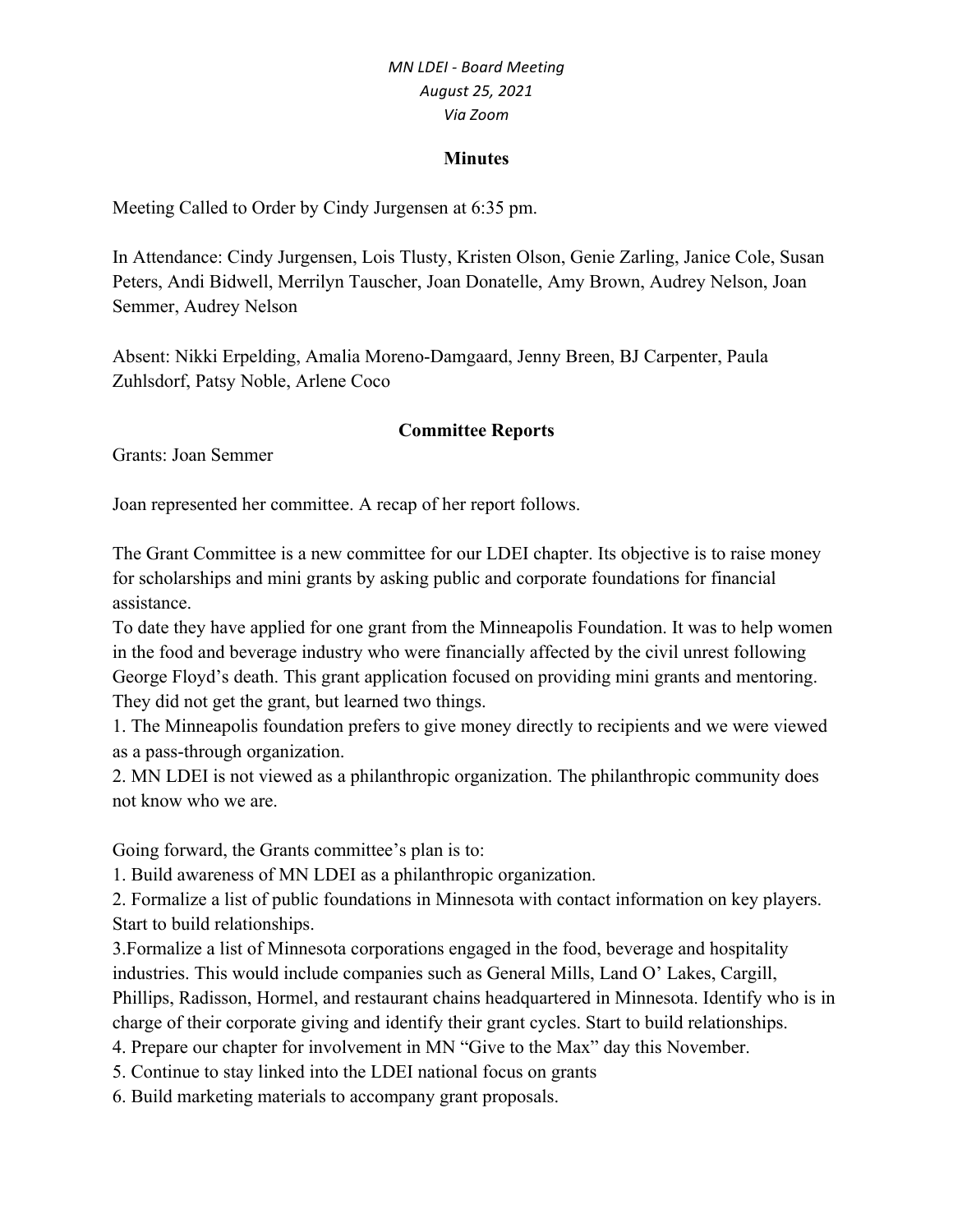*MN LDEI - Board Meeting*
*August 25, 2021*
*Via Zoom*

**Minutes**

Meeting Called to Order by Cindy Jurgensen at 6:35 pm.

In Attendance: Cindy Jurgensen, Lois Tlusty, Kristen Olson, Genie Zarling, Janice Cole, Susan Peters, Andi Bidwell, Merrilyn Tauscher, Joan Donatelle, Amy Brown, Audrey Nelson, Joan Semmer, Audrey Nelson

Absent: Nikki Erpelding, Amalia Moreno-Damgaard, Jenny Breen, BJ Carpenter, Paula Zuhlsdorf, Patsy Noble, Arlene Coco

**Committee Reports**

Grants: Joan Semmer

Joan represented her committee. A recap of her report follows.

The Grant Committee is a new committee for our LDEI chapter. Its objective is to raise money for scholarships and mini grants by asking public and corporate foundations for financial assistance.
To date they have applied for one grant from the Minneapolis Foundation. It was to help women in the food and beverage industry who were financially affected by the civil unrest following George Floyd's death. This grant application focused on providing mini grants and mentoring. They did not get the grant, but learned two things.
1. The Minneapolis foundation prefers to give money directly to recipients and we were viewed as a pass-through organization.
2. MN LDEI is not viewed as a philanthropic organization. The philanthropic community does not know who we are.

Going forward, the Grants committee's plan is to:
1. Build awareness of MN LDEI as a philanthropic organization.
2. Formalize a list of public foundations in Minnesota with contact information on key players. Start to build relationships.
3.Formalize a list of Minnesota corporations engaged in the food, beverage and hospitality industries. This would include companies such as General Mills, Land O' Lakes, Cargill, Phillips, Radisson, Hormel, and restaurant chains headquartered in Minnesota. Identify who is in charge of their corporate giving and identify their grant cycles. Start to build relationships.
4. Prepare our chapter for involvement in MN "Give to the Max" day this November.
5. Continue to stay linked into the LDEI national focus on grants
6. Build marketing materials to accompany grant proposals.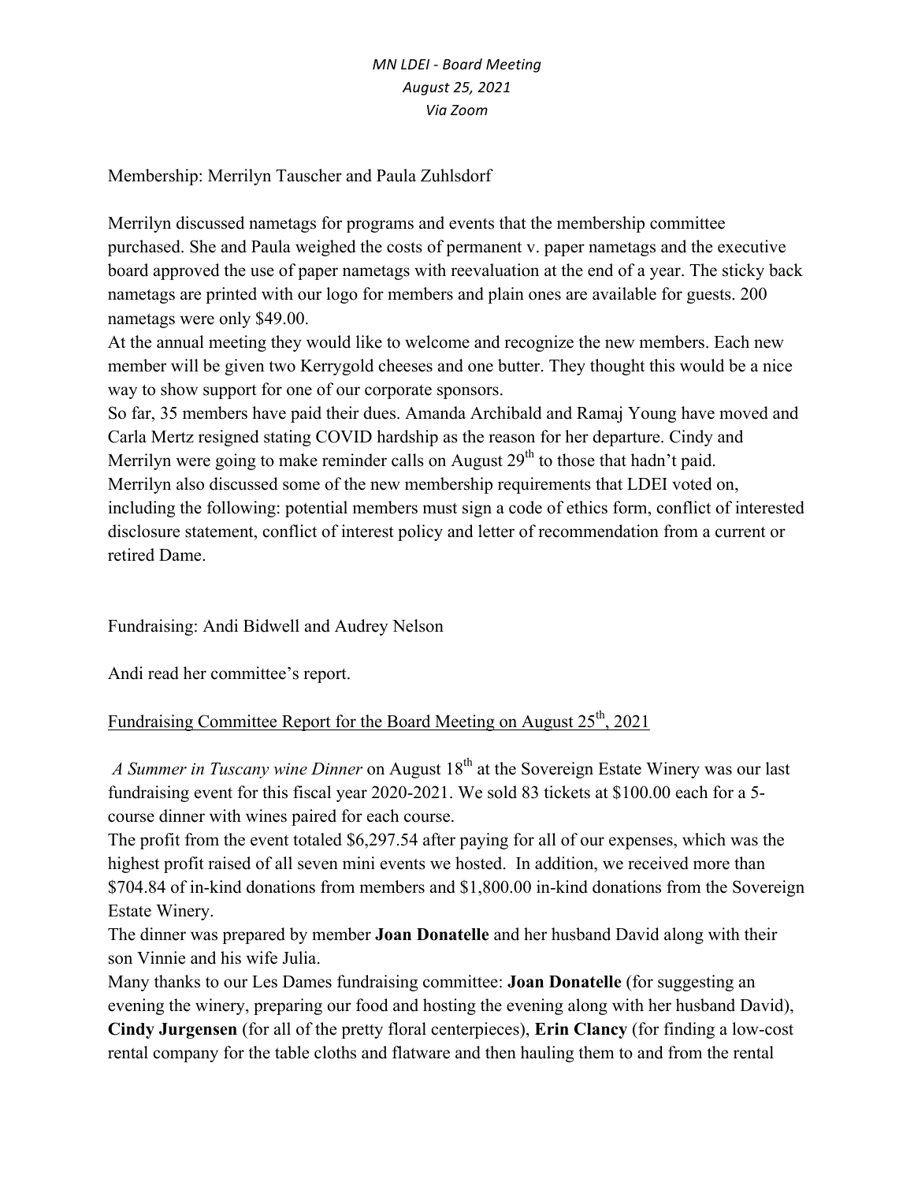*MN LDEI - Board Meeting*
*August 25, 2021*
*Via Zoom*

Membership: Merrilyn Tauscher and Paula Zuhlsdorf

Merrilyn discussed nametags for programs and events that the membership committee purchased. She and Paula weighed the costs of permanent v. paper nametags and the executive board approved the use of paper nametags with reevaluation at the end of a year. The sticky back nametags are printed with our logo for members and plain ones are available for guests. 200 nametags were only $49.00.

At the annual meeting they would like to welcome and recognize the new members. Each new member will be given two Kerrygold cheeses and one butter. They thought this would be a nice way to show support for one of our corporate sponsors.

So far, 35 members have paid their dues. Amanda Archibald and Ramaj Young have moved and Carla Mertz resigned stating COVID hardship as the reason for her departure. Cindy and Merrilyn were going to make reminder calls on August 29th to those that hadn't paid.

Merrilyn also discussed some of the new membership requirements that LDEI voted on, including the following: potential members must sign a code of ethics form, conflict of interested disclosure statement, conflict of interest policy and letter of recommendation from a current or retired Dame.

Fundraising: Andi Bidwell and Audrey Nelson

Andi read her committee's report.

<u>Fundraising Committee Report for the Board Meeting on August 25th, 2021</u>

*A Summer in Tuscany wine Dinner* on August 18th at the Sovereign Estate Winery was our last fundraising event for this fiscal year 2020-2021. We sold 83 tickets at $100.00 each for a 5-course dinner with wines paired for each course.

The profit from the event totaled $6,297.54 after paying for all of our expenses, which was the highest profit raised of all seven mini events we hosted. In addition, we received more than $704.84 of in-kind donations from members and $1,800.00 in-kind donations from the Sovereign Estate Winery.

The dinner was prepared by member **Joan Donatelle** and her husband David along with their son Vinnie and his wife Julia.

Many thanks to our Les Dames fundraising committee: **Joan Donatelle** (for suggesting an evening the winery, preparing our food and hosting the evening along with her husband David), **Cindy Jurgensen** (for all of the pretty floral centerpieces), **Erin Clancy** (for finding a low-cost rental company for the table cloths and flatware and then hauling them to and from the rental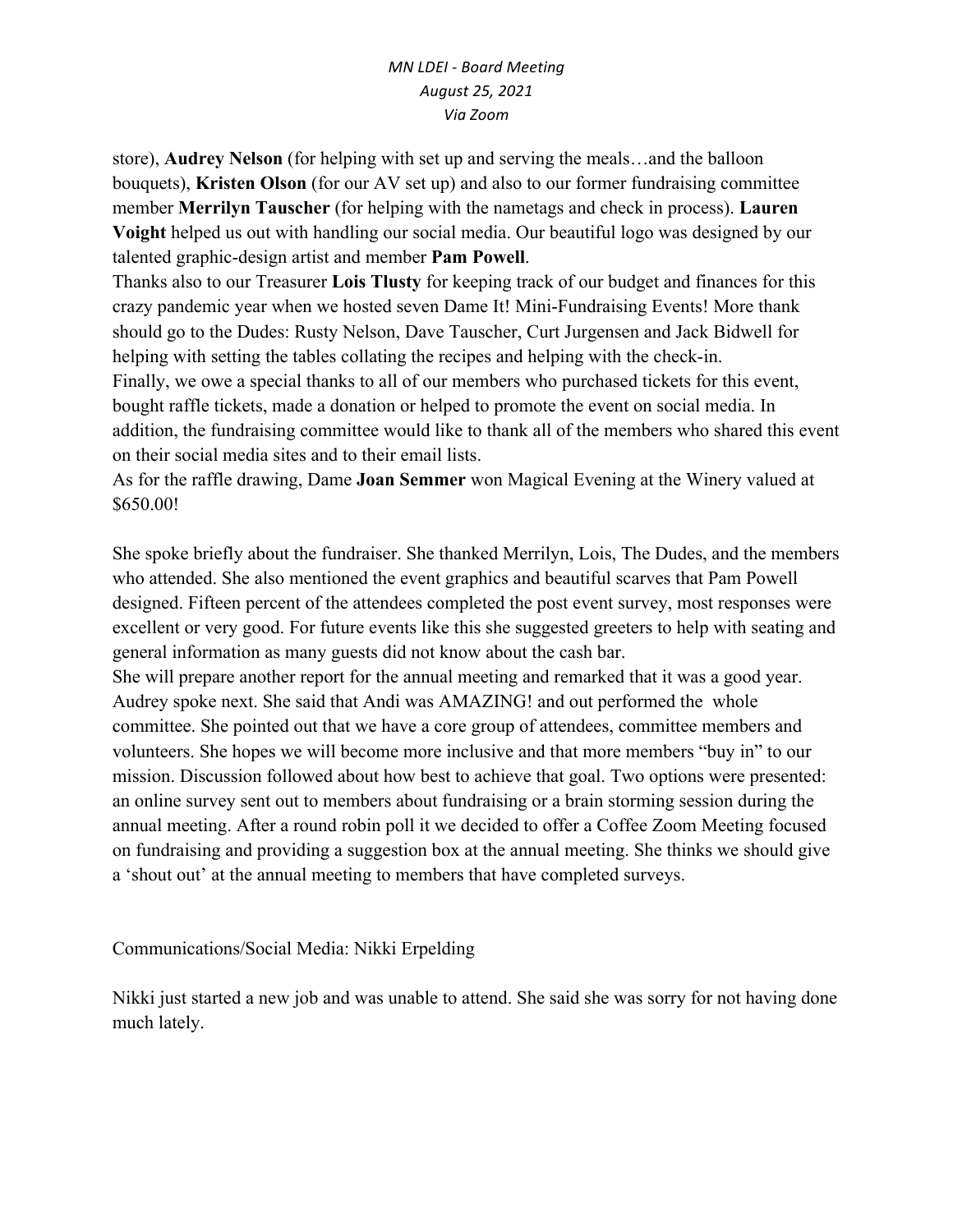store), **Audrey Nelson** (for helping with set up and serving the meals…and the balloon bouquets), **Kristen Olson** (for our AV set up) and also to our former fundraising committee member **Merrilyn Tauscher** (for helping with the nametags and check in process). **Lauren Voight** helped us out with handling our social media. Our beautiful logo was designed by our talented graphic-design artist and member **Pam Powell**.
Thanks also to our Treasurer **Lois Tlusty** for keeping track of our budget and finances for this crazy pandemic year when we hosted seven Dame It! Mini-Fundraising Events! More thank should go to the Dudes: Rusty Nelson, Dave Tauscher, Curt Jurgensen and Jack Bidwell for helping with setting the tables collating the recipes and helping with the check-in.
Finally, we owe a special thanks to all of our members who purchased tickets for this event, bought raffle tickets, made a donation or helped to promote the event on social media. In addition, the fundraising committee would like to thank all of the members who shared this event on their social media sites and to their email lists.
As for the raffle drawing, Dame **Joan Semmer** won Magical Evening at the Winery valued at $650.00!

She spoke briefly about the fundraiser. She thanked Merrilyn, Lois, The Dudes, and the members who attended. She also mentioned the event graphics and beautiful scarves that Pam Powell designed. Fifteen percent of the attendees completed the post event survey, most responses were excellent or very good. For future events like this she suggested greeters to help with seating and general information as many guests did not know about the cash bar.
She will prepare another report for the annual meeting and remarked that it was a good year.
Audrey spoke next. She said that Andi was AMAZING! and out performed the whole committee. She pointed out that we have a core group of attendees, committee members and volunteers. She hopes we will become more inclusive and that more members "buy in" to our mission. Discussion followed about how best to achieve that goal. Two options were presented: an online survey sent out to members about fundraising or a brain storming session during the annual meeting. After a round robin poll it we decided to offer a Coffee Zoom Meeting focused on fundraising and providing a suggestion box at the annual meeting. She thinks we should give a 'shout out' at the annual meeting to members that have completed surveys.

Communications/Social Media: Nikki Erpelding

Nikki just started a new job and was unable to attend. She said she was sorry for not having done much lately.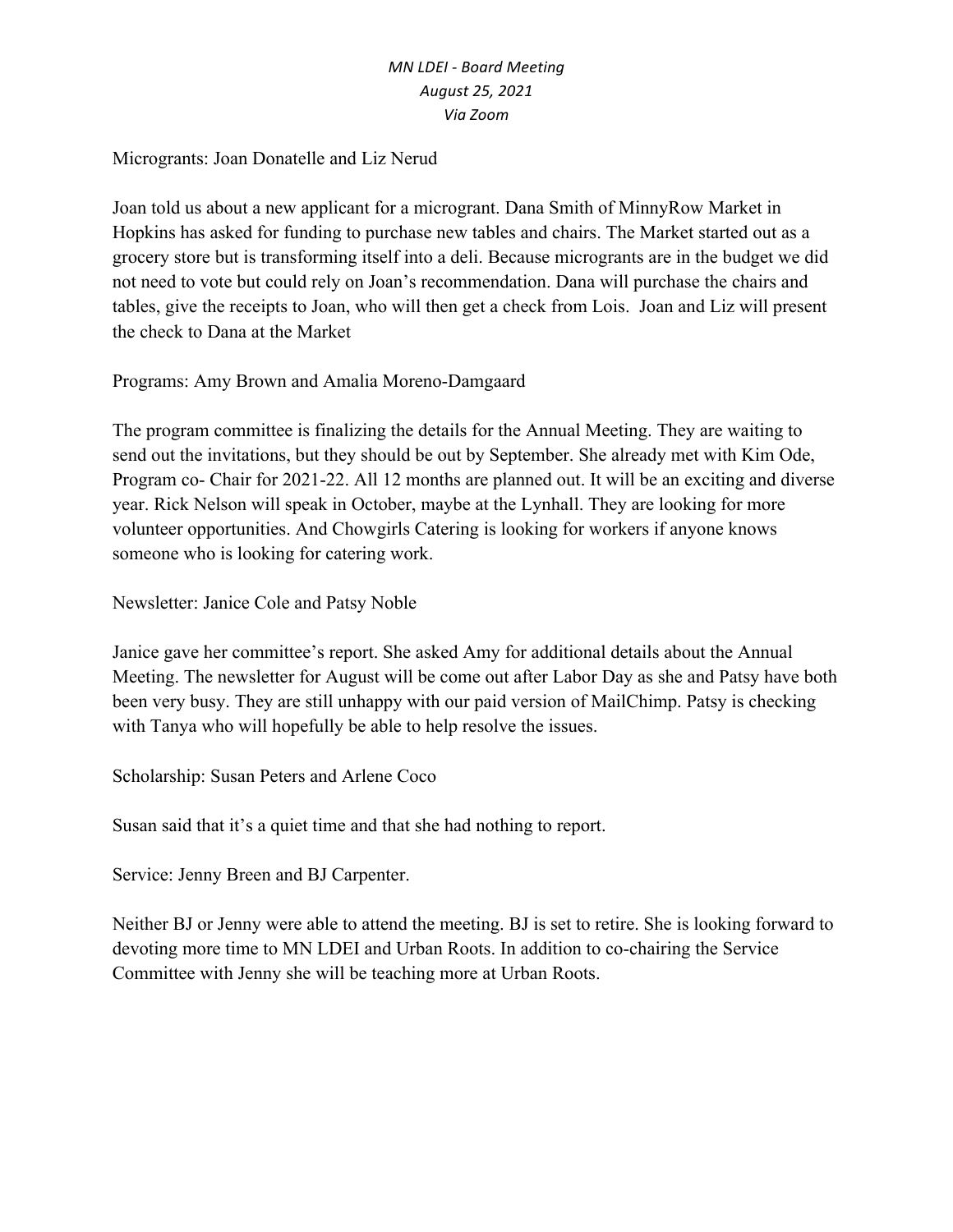*MN LDEI - Board Meeting*
*August 25, 2021*
*Via Zoom*

Microgrants: Joan Donatelle and Liz Nerud

Joan told us about a new applicant for a microgrant. Dana Smith of MinnyRow Market in Hopkins has asked for funding to purchase new tables and chairs. The Market started out as a grocery store but is transforming itself into a deli. Because microgrants are in the budget we did not need to vote but could rely on Joan's recommendation. Dana will purchase the chairs and tables, give the receipts to Joan, who will then get a check from Lois. Joan and Liz will present the check to Dana at the Market

Programs: Amy Brown and Amalia Moreno-Damgaard

The program committee is finalizing the details for the Annual Meeting. They are waiting to send out the invitations, but they should be out by September. She already met with Kim Ode, Program co- Chair for 2021-22. All 12 months are planned out. It will be an exciting and diverse year. Rick Nelson will speak in October, maybe at the Lynhall. They are looking for more volunteer opportunities. And Chowgirls Catering is looking for workers if anyone knows someone who is looking for catering work.

Newsletter: Janice Cole and Patsy Noble

Janice gave her committee's report. She asked Amy for additional details about the Annual Meeting. The newsletter for August will be come out after Labor Day as she and Patsy have both been very busy. They are still unhappy with our paid version of MailChimp. Patsy is checking with Tanya who will hopefully be able to help resolve the issues.

Scholarship: Susan Peters and Arlene Coco

Susan said that it's a quiet time and that she had nothing to report.

Service: Jenny Breen and BJ Carpenter.

Neither BJ or Jenny were able to attend the meeting. BJ is set to retire. She is looking forward to devoting more time to MN LDEI and Urban Roots. In addition to co-chairing the Service Committee with Jenny she will be teaching more at Urban Roots.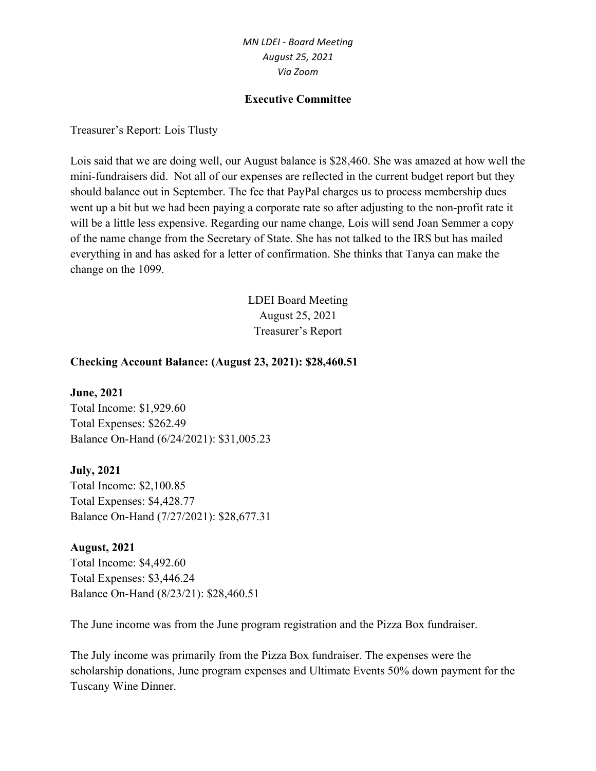*MN LDEI - Board Meeting*
*August 25, 2021*
*Via Zoom*

**Executive Committee**

Treasurer's Report: Lois Tlusty

Lois said that we are doing well, our August balance is $28,460. She was amazed at how well the mini-fundraisers did. Not all of our expenses are reflected in the current budget report but they should balance out in September. The fee that PayPal charges us to process membership dues went up a bit but we had been paying a corporate rate so after adjusting to the non-profit rate it will be a little less expensive. Regarding our name change, Lois will send Joan Semmer a copy of the name change from the Secretary of State. She has not talked to the IRS but has mailed everything in and has asked for a letter of confirmation. She thinks that Tanya can make the change on the 1099.

LDEI Board Meeting
August 25, 2021
Treasurer's Report

**Checking Account Balance: (August 23, 2021): $28,460.51**

**June, 2021**
Total Income: $1,929.60
Total Expenses: $262.49
Balance On-Hand (6/24/2021): $31,005.23

**July, 2021**
Total Income: $2,100.85
Total Expenses: $4,428.77
Balance On-Hand (7/27/2021): $28,677.31

**August, 2021**
Total Income: $4,492.60
Total Expenses: $3,446.24
Balance On-Hand (8/23/21): $28,460.51

The June income was from the June program registration and the Pizza Box fundraiser.

The July income was primarily from the Pizza Box fundraiser. The expenses were the scholarship donations, June program expenses and Ultimate Events 50% down payment for the Tuscany Wine Dinner.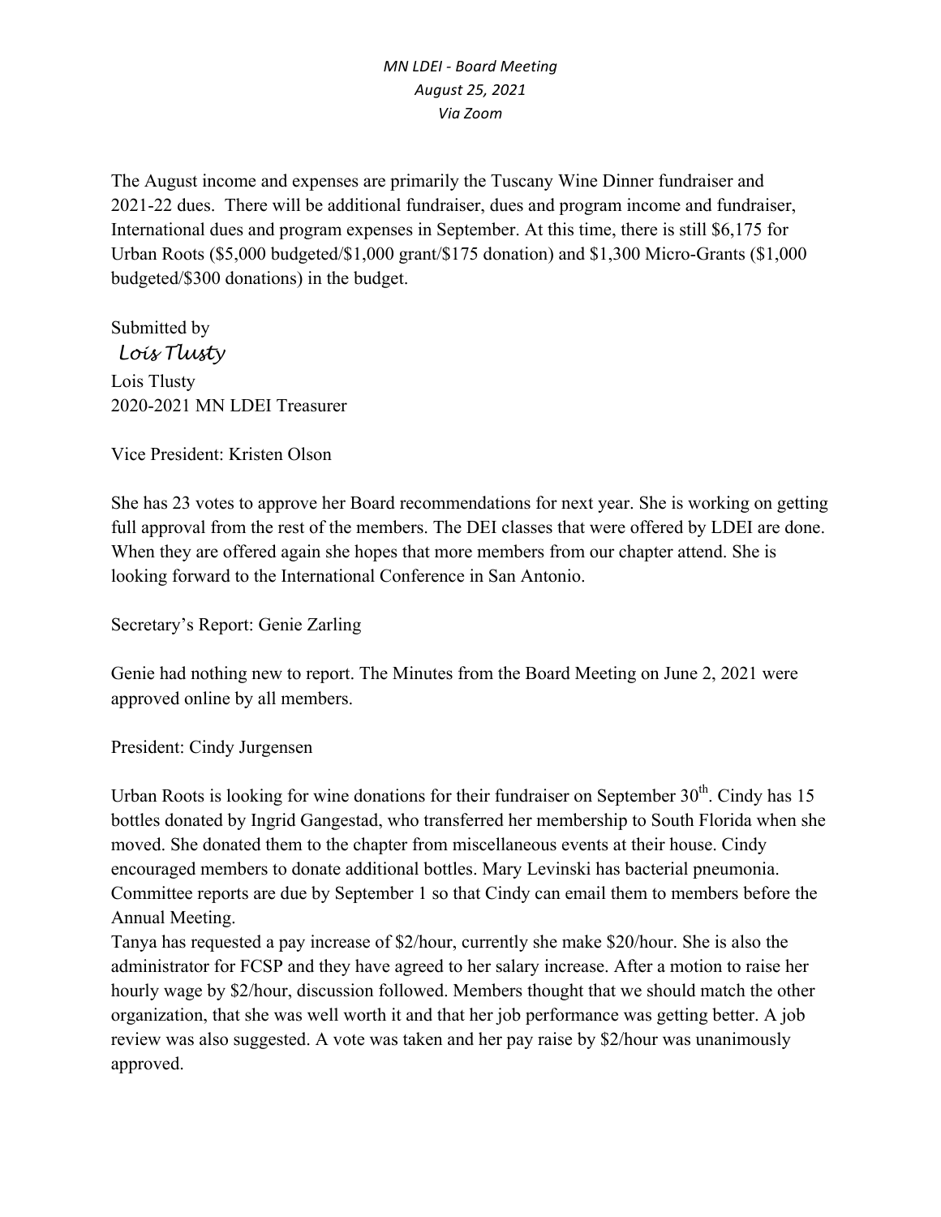*MN LDEI - Board Meeting*
*August 25, 2021*
*Via Zoom*

The August income and expenses are primarily the Tuscany Wine Dinner fundraiser and 2021-22 dues. There will be additional fundraiser, dues and program income and fundraiser, International dues and program expenses in September. At this time, there is still $6,175 for Urban Roots ($5,000 budgeted/$1,000 grant/$175 donation) and $1,300 Micro-Grants ($1,000 budgeted/$300 donations) in the budget.

Submitted by
*Lois Tlusty*
Lois Tlusty
2020-2021 MN LDEI Treasurer

Vice President: Kristen Olson

She has 23 votes to approve her Board recommendations for next year. She is working on getting full approval from the rest of the members. The DEI classes that were offered by LDEI are done. When they are offered again she hopes that more members from our chapter attend. She is looking forward to the International Conference in San Antonio.

Secretary's Report: Genie Zarling

Genie had nothing new to report. The Minutes from the Board Meeting on June 2, 2021 were approved online by all members.

President: Cindy Jurgensen

Urban Roots is looking for wine donations for their fundraiser on September 30th. Cindy has 15 bottles donated by Ingrid Gangestad, who transferred her membership to South Florida when she moved. She donated them to the chapter from miscellaneous events at their house. Cindy encouraged members to donate additional bottles. Mary Levinski has bacterial pneumonia. Committee reports are due by September 1 so that Cindy can email them to members before the Annual Meeting.
Tanya has requested a pay increase of $2/hour, currently she make $20/hour. She is also the administrator for FCSP and they have agreed to her salary increase. After a motion to raise her hourly wage by $2/hour, discussion followed. Members thought that we should match the other organization, that she was well worth it and that her job performance was getting better. A job review was also suggested. A vote was taken and her pay raise by $2/hour was unanimously approved.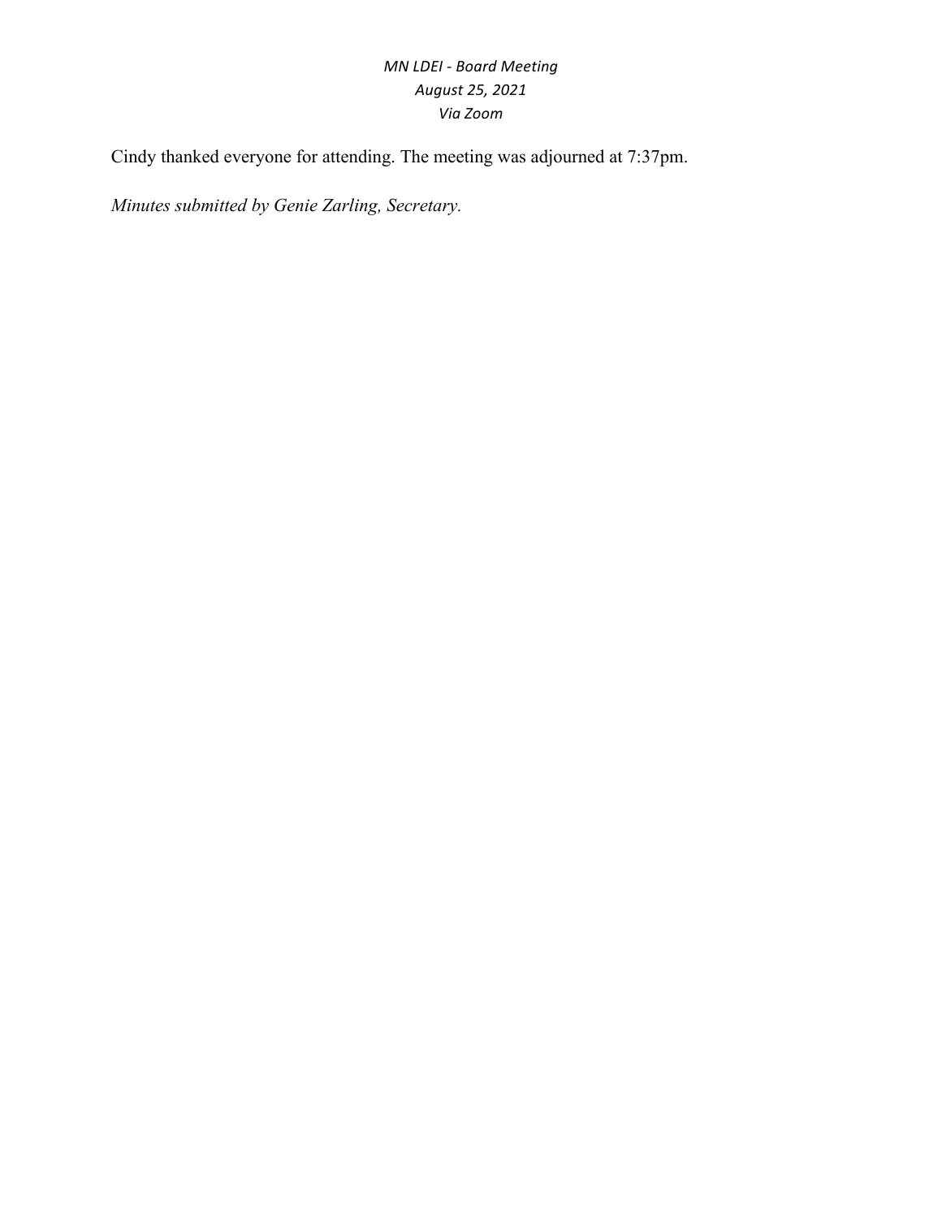Cindy thanked everyone for attending. The meeting was adjourned at 7:37pm.

*Minutes submitted by Genie Zarling, Secretary.*